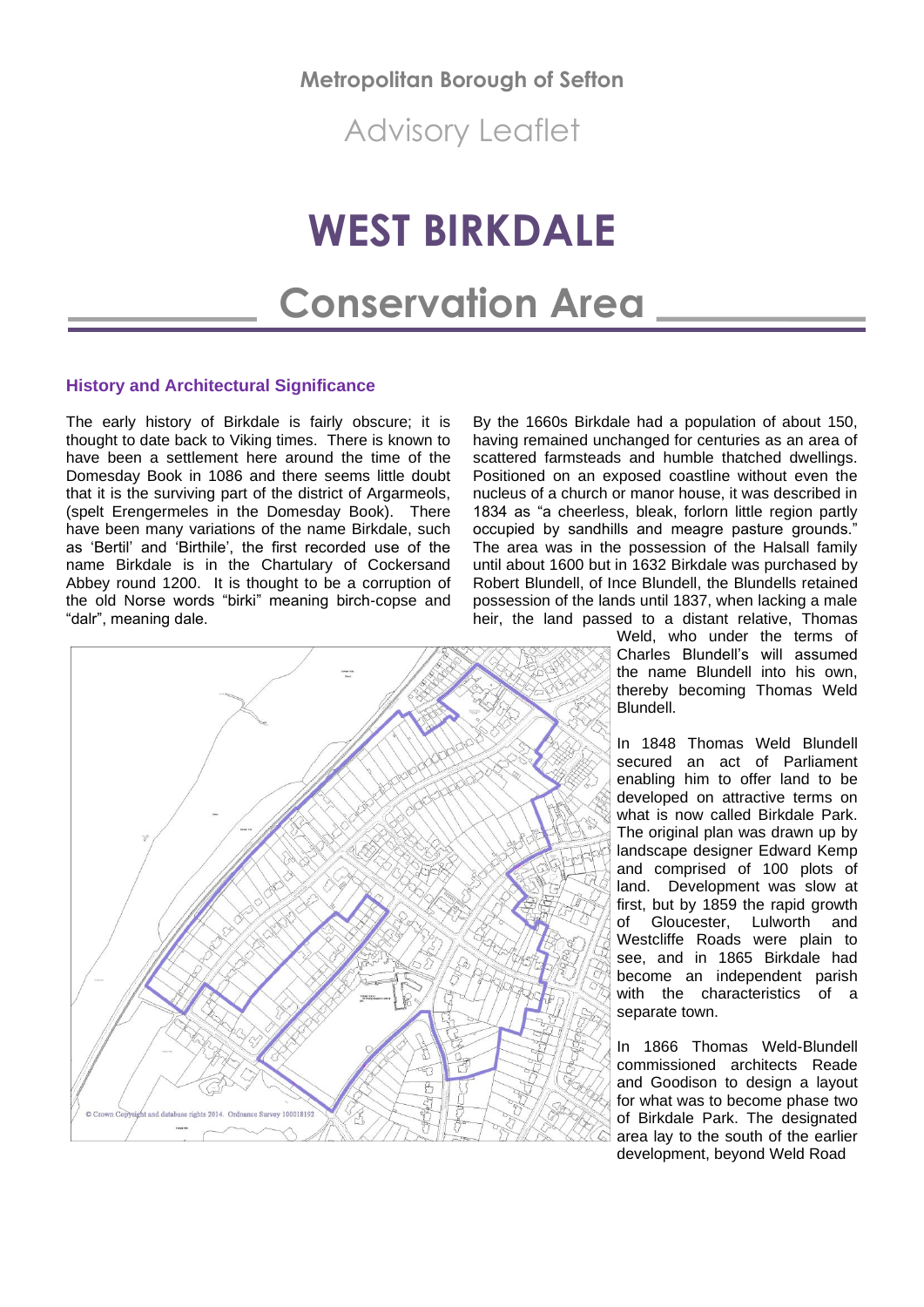**Metropolitan Borough of Sefton**

Advisory Leaflet

# WEST BIRKDALE

# Conservation Area

### History and Architectural Significance

The early history of Birkdale is fairly obscure; it is thought to date back to Viking times. There is known to have been a settlement here around the time of the Domesday Book in 1086 and there seems little doubt that it is the surviving part of the district of Argarmeols, (spelt Erengermeles in the Domesday Book). There have been many variations of the name Birkdale, such as 'Bertil' and 'Birthile', the first recorded use of the name Birkdale is in the Chartulary of Cockersand Abbey round 1200. It is thought to be a corruption of the old Norse words "birki" meaning birch-copse and "dalr", meaning dale.

By the 1660s Birkdale had a population of about 150, having remained unchanged for centuries as an area of scattered farmsteads and humble thatched dwellings. Positioned on an exposed coastline without even the nucleus of a church or manor house, it was described in 1834 as "a cheerless, bleak, forlorn little region partly occupied by sandhills and meagre pasture grounds." The area was in the possession of the Halsall family until about 1600 but in 1632 Birkdale was purchased by Robert Blundell, of Ince Blundell, the Blundells retained possession of the lands until 1837, when lacking a male heir, the land passed to a distant relative, Thomas Weld, who under the terms of Charles Blundell's will assumed the name Blundell into his own, thereby becoming Thomas Weld Blundell.

© Crown Copyright and database rights 2014. Ordnance Survey 100018192

In 1848 Thomas Weld Blundell secured an act of Parliament enabling him to offer land to be developed on attractive terms on what is now called Birkdale Park. The original plan was drawn up by landscape designer Edward Kemp and comprised of 100 plots of land. Development was slow at first, but by 1859 the rapid growth of Gloucester, Lulworth and Westcliffe Roads were plain to see, and in 1865 Birkdale had become an independent parish with the characteristics of a separate town.

In 1866 Thomas Weld-Blundell commissioned architects Reade and Goodison to design a layout for what was to become phase two of Birkdale Park. The designated area lay to the south of the earlier development, beyond Weld Road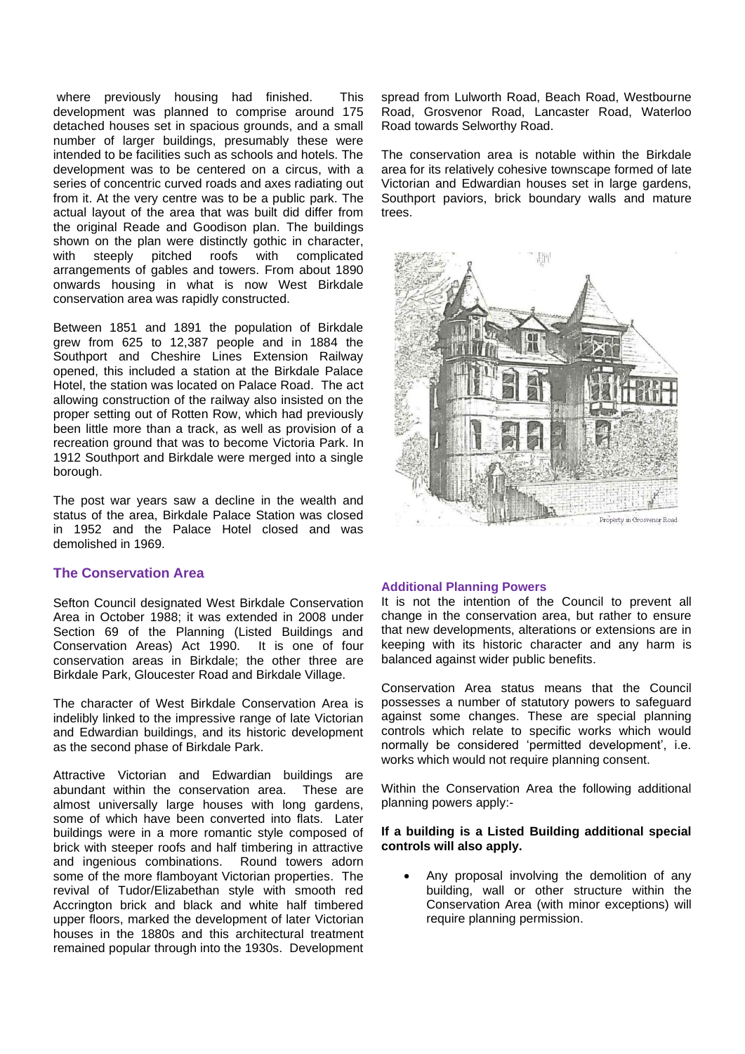where previously housing had finished. This development was planned to comprise around 175 detached houses set in spacious grounds, and a small number of larger buildings, presumably these were intended to be facilities such as schools and hotels. The development was to be centered on a circus, with a series of concentric curved roads and axes radiating out from it. At the very centre was to be a public park. The actual layout of the area that was built did differ from the original Reade and Goodison plan. The buildings shown on the plan were distinctly gothic in character, with steeply pitched roofs with complicated arrangements of gables and towers. From about 1890 onwards housing in what is now West Birkdale conservation area was rapidly constructed.

Between 1851 and 1891 the population of Birkdale grew from 625 to 12,387 people and in 1884 the Southport and Cheshire Lines Extension Railway opened, this included a station at the Birkdale Palace Hotel, the station was located on Palace Road. The act allowing construction of the railway also insisted on the proper setting out of Rotten Row, which had previously been little more than a track, as well as provision of a recreation ground that was to become Victoria Park. In 1912 Southport and Birkdale were merged into a single borough.

The post war years saw a decline in the wealth and status of the area, Birkdale Palace Station was closed in 1952 and the Palace Hotel closed and was demolished in 1969.

## The Conservation Area

Sefton Council designated West Birkdale Conservation Area in October 1988; it was extended in 2008 under Section 69 of the Planning (Listed Buildings and Conservation Areas) Act 1990. It is one of four conservation areas in Birkdale; the other three are Birkdale Park, Gloucester Road and Birkdale Village.

The character of West Birkdale Conservation Area is indelibly linked to the impressive range of late Victorian and Edwardian buildings, and its historic development as the second phase of Birkdale Park.

Attractive Victorian and Edwardian buildings are abundant within the conservation area. These are almost universally large houses with long gardens, some of which have been converted into flats. Later buildings were in a more romantic style composed of brick with steeper roofs and half timbering in attractive and ingenious combinations. Round towers adorn some of the more flamboyant Victorian properties. The revival of Tudor/Elizabethan style with smooth red Accrington brick and black and white half timbered upper floors, marked the development of later Victorian houses in the 1880s and this architectural treatment remained popular through into the 1930s. Development spread from Lulworth Road, Beach Road, Westbourne Road, Grosvenor Road, Lancaster Road, Waterloo Road towards Selworthy Road.

The conservation area is notable within the Birkdale area for its relatively cohesive townscape formed of late Victorian and Edwardian houses set in large gardens, Southport paviors, brick boundary walls and mature trees.

Property in Grosvenor Road

### Additional Planning Powers

It is not the intention of the Council to prevent all change in the conservation area, but rather to ensure that new developments, alterations or extensions are in keeping with its historic character and any harm is balanced against wider public benefits.

Conservation Area status means that the Council possesses a number of statutory powers to safeguard against some changes. These are special planning controls which relate to specific works which would normally be considered 'permitted development', i.e. works which would not require planning consent.

Within the Conservation Area the following additional planning powers apply:-

**If a building is a Listed Building additional special controls will also apply.**

- Any proposal involving the demolition of any building, wall or other structure within the Conservation Area (with minor exceptions) will require planning permission.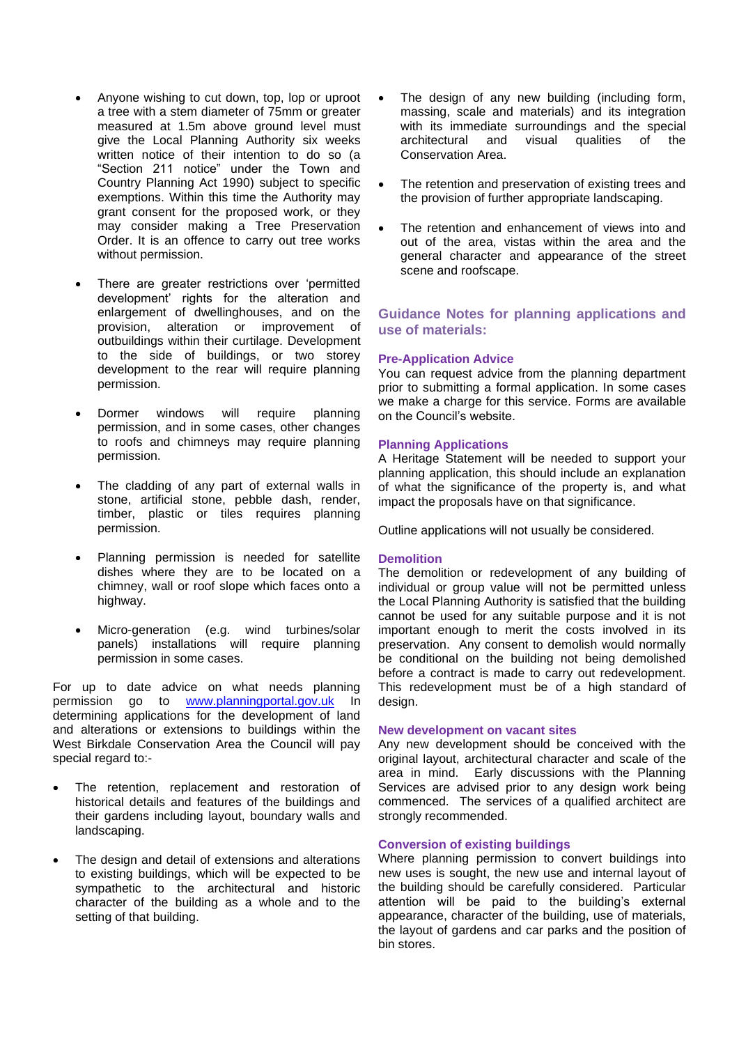- Anyone wishing to cut down, top, lop or uproot a tree with a stem diameter of 75mm or greater measured at 1.5m above ground level must give the Local Planning Authority six weeks written notice of their intention to do so (a "Section 211 notice" under the Town and Country Planning Act 1990) subject to specific exemptions. Within this time the Authority may grant consent for the proposed work, or they may consider making a Tree Preservation Order. It is an offence to carry out tree works without permission.

- There are greater restrictions over 'permitted development' rights for the alteration and enlargement of dwellinghouses, and on the provision, alteration or improvement of outbuildings within their curtilage. Development to the side of buildings, or two storey development to the rear will require planning permission.

- Dormer windows will require planning permission, and in some cases, other changes to roofs and chimneys may require planning permission.

- The cladding of any part of external walls in stone, artificial stone, pebble dash, render, timber, plastic or tiles requires planning permission.

- Planning permission is needed for satellite dishes where they are to be located on a chimney, wall or roof slope which faces onto a highway.

- Micro-generation (e.g. wind turbines/solar panels) installations will require planning permission in some cases.

For up to date advice on what needs planning permission go to [www.planningportal.gov.uk](http://www.planningportal.gov.uk) In determining applications for the development of land and alterations or extensions to buildings within the West Birkdale Conservation Area the Council will pay special regard to:-

- The retention, replacement and restoration of historical details and features of the buildings and their gardens including layout, boundary walls and landscaping.

- The design and detail of extensions and alterations to existing buildings, which will be expected to be sympathetic to the architectural and historic character of the building as a whole and to the setting of that building.

- The design of any new building (including form, massing, scale and materials) and its integration with its immediate surroundings and the special architectural and visual qualities of the Conservation Area.

- The retention and preservation of existing trees and the provision of further appropriate landscaping.

- The retention and enhancement of views into and out of the area, vistas within the area and the general character and appearance of the street scene and roofscape.

## Guidance Notes for planning applications and use of materials:

### Pre-Application Advice

You can request advice from the planning department prior to submitting a formal application. In some cases we make a charge for this service. Forms are available on the Council's website.

### Planning Applications

A Heritage Statement will be needed to support your planning application, this should include an explanation of what the significance of the property is, and what impact the proposals have on that significance.

Outline applications will not usually be considered.

### Demolition

The demolition or redevelopment of any building of individual or group value will not be permitted unless the Local Planning Authority is satisfied that the building cannot be used for any suitable purpose and it is not important enough to merit the costs involved in its preservation. Any consent to demolish would normally be conditional on the building not being demolished before a contract is made to carry out redevelopment. This redevelopment must be of a high standard of design.

### New development on vacant sites

Any new development should be conceived with the original layout, architectural character and scale of the area in mind. Early discussions with the Planning Services are advised prior to any design work being commenced. The services of a qualified architect are strongly recommended.

### Conversion of existing buildings

Where planning permission to convert buildings into new uses is sought, the new use and internal layout of the building should be carefully considered. Particular attention will be paid to the building's external appearance, character of the building, use of materials, the layout of gardens and car parks and the position of bin stores.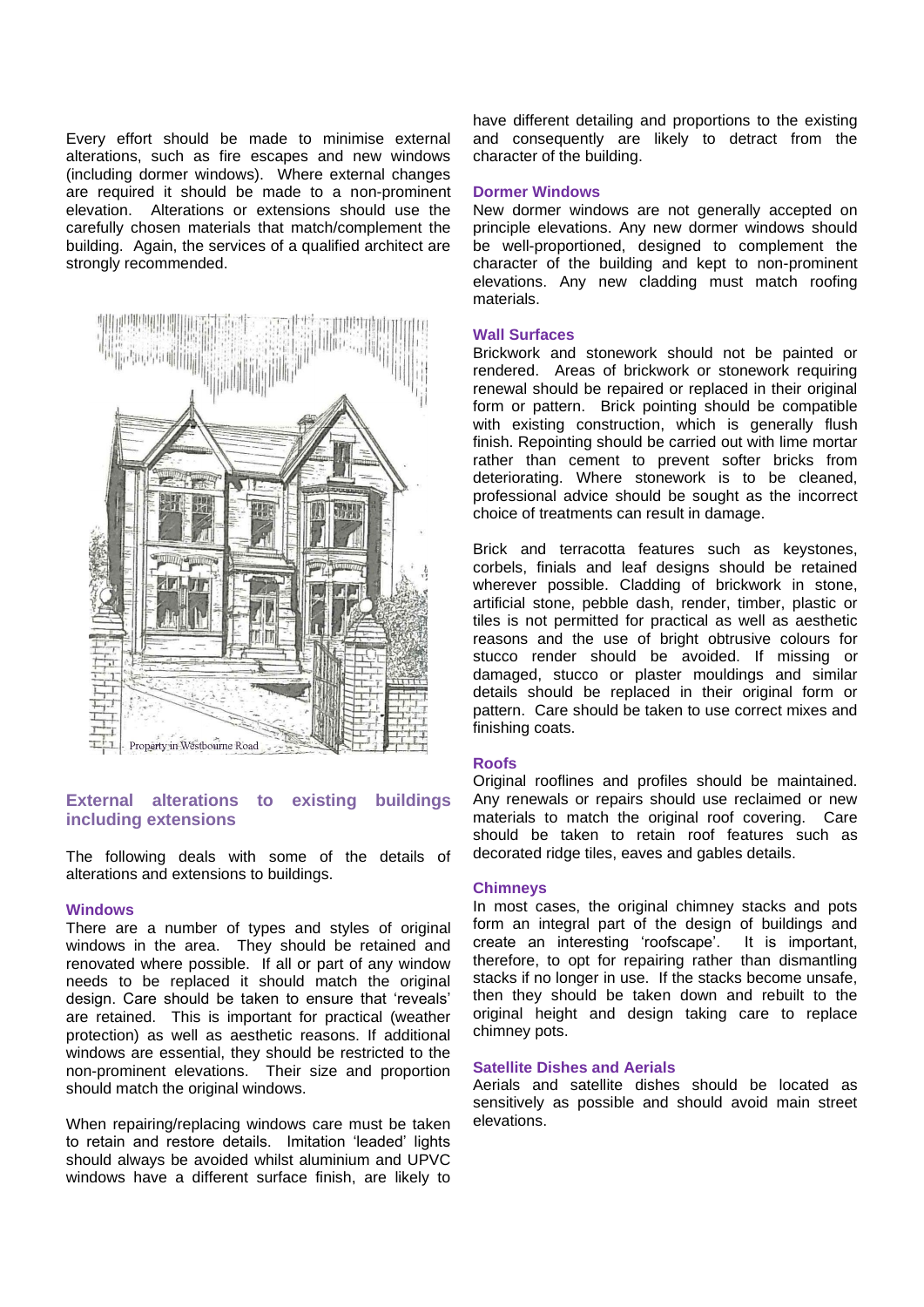Every effort should be made to minimise external alterations, such as fire escapes and new windows (including dormer windows). Where external changes are required it should be made to a non-prominent elevation. Alterations or extensions should use the carefully chosen materials that match/complement the building. Again, the services of a qualified architect are strongly recommended.

Property in Westbourne Road

## External alterations to existing buildings including extensions

The following deals with some of the details of alterations and extensions to buildings.

### Windows

There are a number of types and styles of original windows in the area. They should be retained and renovated where possible. If all or part of any window needs to be replaced it should match the original design. Care should be taken to ensure that 'reveals' are retained. This is important for practical (weather protection) as well as aesthetic reasons. If additional windows are essential, they should be restricted to the non-prominent elevations. Their size and proportion should match the original windows.

When repairing/replacing windows care must be taken to retain and restore details. Imitation 'leaded' lights should always be avoided whilst aluminium and UPVC windows have a different surface finish, are likely to have different detailing and proportions to the existing and consequently are likely to detract from the character of the building.

### Dormer Windows

New dormer windows are not generally accepted on principle elevations. Any new dormer windows should be well-proportioned, designed to complement the character of the building and kept to non-prominent elevations. Any new cladding must match roofing materials.

### Wall Surfaces

Brickwork and stonework should not be painted or rendered. Areas of brickwork or stonework requiring renewal should be repaired or replaced in their original form or pattern. Brick pointing should be compatible with existing construction, which is generally flush finish. Repointing should be carried out with lime mortar rather than cement to prevent softer bricks from deteriorating. Where stonework is to be cleaned, professional advice should be sought as the incorrect choice of treatments can result in damage.

Brick and terracotta features such as keystones, corbels, finials and leaf designs should be retained wherever possible. Cladding of brickwork in stone, artificial stone, pebble dash, render, timber, plastic or tiles is not permitted for practical as well as aesthetic reasons and the use of bright obtrusive colours for stucco render should be avoided. If missing or damaged, stucco or plaster mouldings and similar details should be replaced in their original form or pattern. Care should be taken to use correct mixes and finishing coats.

### Roofs

Original rooflines and profiles should be maintained. Any renewals or repairs should use reclaimed or new materials to match the original roof covering. Care should be taken to retain roof features such as decorated ridge tiles, eaves and gables details.

### Chimneys

In most cases, the original chimney stacks and pots form an integral part of the design of buildings and create an interesting 'roofscape'. It is important, therefore, to opt for repairing rather than dismantling stacks if no longer in use. If the stacks become unsafe, then they should be taken down and rebuilt to the original height and design taking care to replace chimney pots.

### Satellite Dishes and Aerials

Aerials and satellite dishes should be located as sensitively as possible and should avoid main street elevations.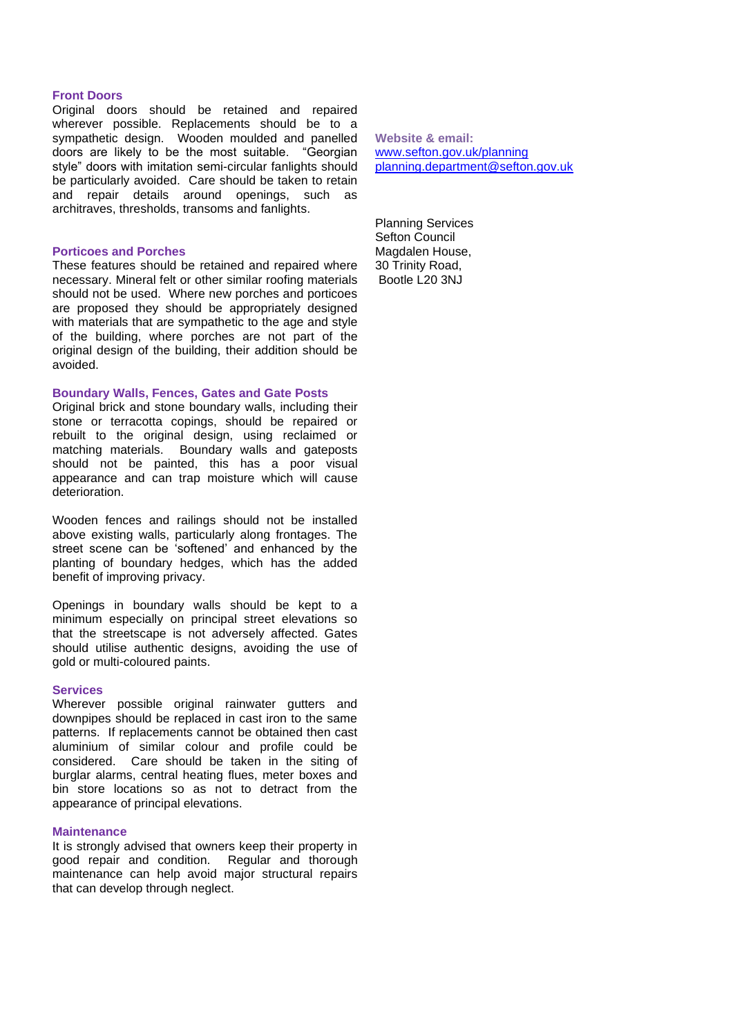## Front Doors

Original doors should be retained and repaired wherever possible. Replacements should be to a sympathetic design. Wooden moulded and panelled doors are likely to be the most suitable. "Georgian style" doors with imitation semi-circular fanlights should be particularly avoided. Care should be taken to retain and repair details around openings, such as architraves, thresholds, transoms and fanlights.

## Porticoes and Porches

These features should be retained and repaired where necessary. Mineral felt or other similar roofing materials should not be used. Where new porches and porticoes are proposed they should be appropriately designed with materials that are sympathetic to the age and style of the building, where porches are not part of the original design of the building, their addition should be avoided.

## Boundary Walls, Fences, Gates and Gate Posts

Original brick and stone boundary walls, including their stone or terracotta copings, should be repaired or rebuilt to the original design, using reclaimed or matching materials. Boundary walls and gateposts should not be painted, this has a poor visual appearance and can trap moisture which will cause deterioration.

Wooden fences and railings should not be installed above existing walls, particularly along frontages. The street scene can be 'softened' and enhanced by the planting of boundary hedges, which has the added benefit of improving privacy.

Openings in boundary walls should be kept to a minimum especially on principal street elevations so that the streetscape is not adversely affected. Gates should utilise authentic designs, avoiding the use of gold or multi-coloured paints.

## Services

Wherever possible original rainwater gutters and downpipes should be replaced in cast iron to the same patterns. If replacements cannot be obtained then cast aluminium of similar colour and profile could be considered. Care should be taken in the siting of burglar alarms, central heating flues, meter boxes and bin store locations so as not to detract from the appearance of principal elevations.

## Maintenance

It is strongly advised that owners keep their property in good repair and condition. Regular and thorough maintenance can help avoid major structural repairs that can develop through neglect.

**Website & email:**
[www.sefton.gov.uk/planning](http://www.sefton.gov.uk/planning)
[planning.department@sefton.gov.uk](mailto:planning.department@sefton.gov.uk)

Planning Services
Sefton Council
Magdalen House,
30 Trinity Road,
Bootle L20 3NJ